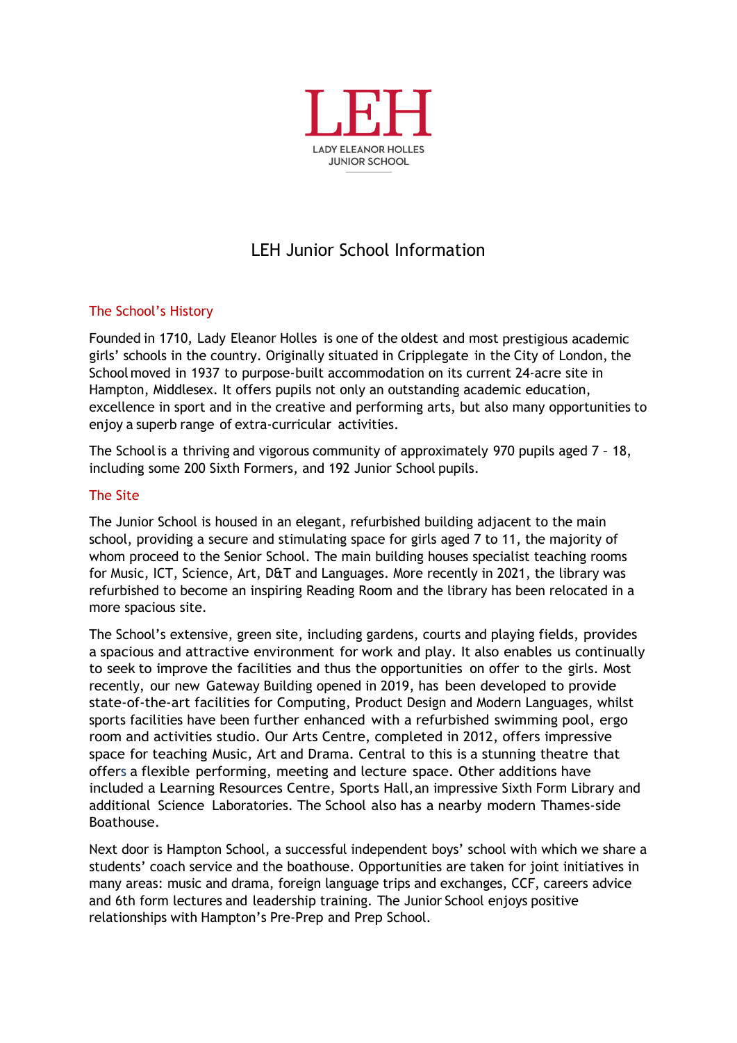LEH

LADY ELEANOR HOLLES
JUNIOR SCHOOL

# LEH Junior School Information

## The School's History

Founded in 1710, Lady Eleanor Holles is one of the oldest and most prestigious academic girls' schools in the country. Originally situated in Cripplegate in the City of London, the School moved in 1937 to purpose-built accommodation on its current 24-acre site in Hampton, Middlesex. It offers pupils not only an outstanding academic education, excellence in sport and in the creative and performing arts, but also many opportunities to enjoy a superb range of extra-curricular activities.

The School is a thriving and vigorous community of approximately 970 pupils aged 7 – 18, including some 200 Sixth Formers, and 192 Junior School pupils.

## The Site

The Junior School is housed in an elegant, refurbished building adjacent to the main school, providing a secure and stimulating space for girls aged 7 to 11, the majority of whom proceed to the Senior School. The main building houses specialist teaching rooms for Music, ICT, Science, Art, D&T and Languages. More recently in 2021, the library was refurbished to become an inspiring Reading Room and the library has been relocated in a more spacious site.

The School's extensive, green site, including gardens, courts and playing fields, provides a spacious and attractive environment for work and play. It also enables us continually to seek to improve the facilities and thus the opportunities on offer to the girls. Most recently, our new Gateway Building opened in 2019, has been developed to provide state-of-the-art facilities for Computing, Product Design and Modern Languages, whilst sports facilities have been further enhanced with a refurbished swimming pool, ergo room and activities studio. Our Arts Centre, completed in 2012, offers impressive space for teaching Music, Art and Drama. Central to this is a stunning theatre that offers a flexible performing, meeting and lecture space. Other additions have included a Learning Resources Centre, Sports Hall, an impressive Sixth Form Library and additional Science Laboratories. The School also has a nearby modern Thames-side Boathouse.

Next door is Hampton School, a successful independent boys' school with which we share a students' coach service and the boathouse. Opportunities are taken for joint initiatives in many areas: music and drama, foreign language trips and exchanges, CCF, careers advice and 6th form lectures and leadership training. The Junior School enjoys positive relationships with Hampton's Pre-Prep and Prep School.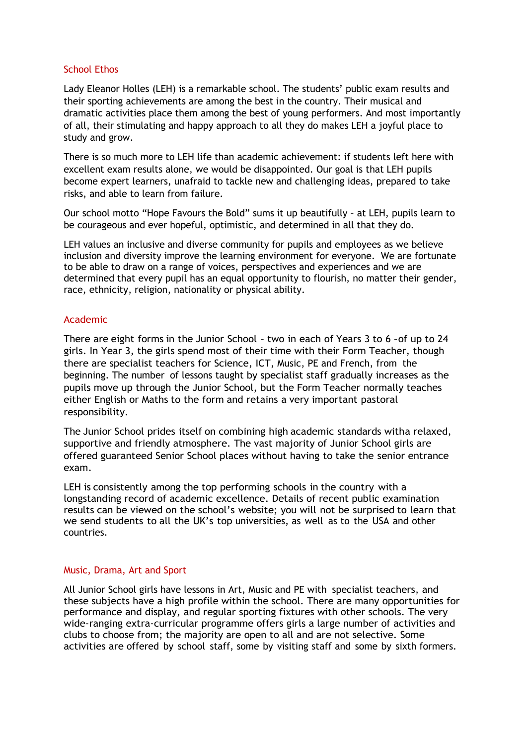## School Ethos

Lady Eleanor Holles (LEH) is a remarkable school. The students' public exam results and their sporting achievements are among the best in the country. Their musical and dramatic activities place them among the best of young performers. And most importantly of all, their stimulating and happy approach to all they do makes LEH a joyful place to study and grow.

There is so much more to LEH life than academic achievement: if students left here with excellent exam results alone, we would be disappointed. Our goal is that LEH pupils become expert learners, unafraid to tackle new and challenging ideas, prepared to take risks, and able to learn from failure.

Our school motto "Hope Favours the Bold" sums it up beautifully – at LEH, pupils learn to be courageous and ever hopeful, optimistic, and determined in all that they do.

LEH values an inclusive and diverse community for pupils and employees as we believe inclusion and diversity improve the learning environment for everyone. We are fortunate to be able to draw on a range of voices, perspectives and experiences and we are determined that every pupil has an equal opportunity to flourish, no matter their gender, race, ethnicity, religion, nationality or physical ability.

## Academic

There are eight forms in the Junior School – two in each of Years 3 to 6 –of up to 24 girls. In Year 3, the girls spend most of their time with their Form Teacher, though there are specialist teachers for Science, ICT, Music, PE and French, from the beginning. The number of lessons taught by specialist staff gradually increases as the pupils move up through the Junior School, but the Form Teacher normally teaches either English or Maths to the form and retains a very important pastoral responsibility.

The Junior School prides itself on combining high academic standards witha relaxed, supportive and friendly atmosphere. The vast majority of Junior School girls are offered guaranteed Senior School places without having to take the senior entrance exam.

LEH is consistently among the top performing schools in the country with a longstanding record of academic excellence. Details of recent public examination results can be viewed on the school's website; you will not be surprised to learn that we send students to all the UK's top universities, as well as to the USA and other countries.

## Music, Drama, Art and Sport

All Junior School girls have lessons in Art, Music and PE with specialist teachers, and these subjects have a high profile within the school. There are many opportunities for performance and display, and regular sporting fixtures with other schools. The very wide-ranging extra-curricular programme offers girls a large number of activities and clubs to choose from; the majority are open to all and are not selective. Some activities are offered by school staff, some by visiting staff and some by sixth formers.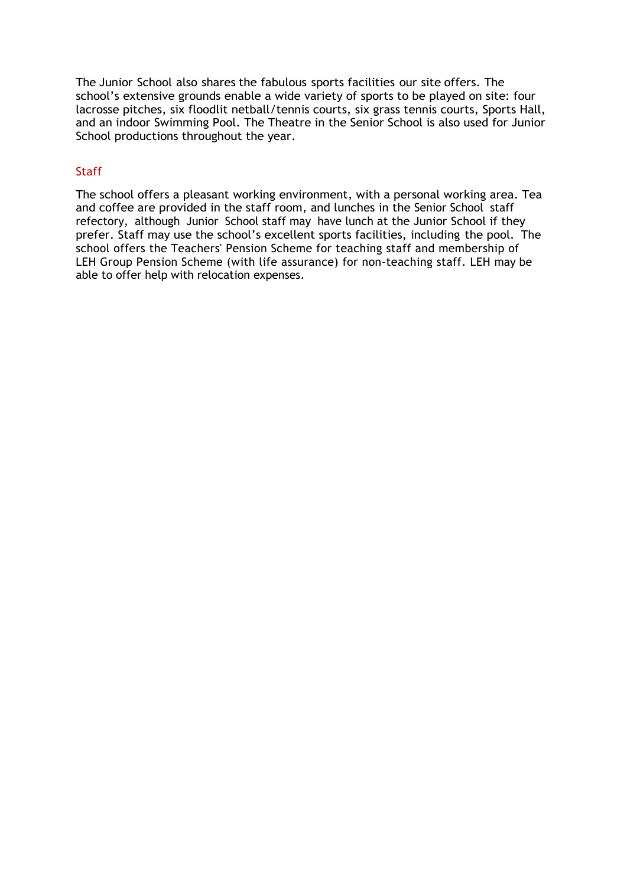The Junior School also shares the fabulous sports facilities our site offers. The school's extensive grounds enable a wide variety of sports to be played on site: four lacrosse pitches, six floodlit netball/tennis courts, six grass tennis courts, Sports Hall, and an indoor Swimming Pool. The Theatre in the Senior School is also used for Junior School productions throughout the year.

## Staff

The school offers a pleasant working environment, with a personal working area. Tea and coffee are provided in the staff room, and lunches in the Senior School staff refectory, although Junior School staff may have lunch at the Junior School if they prefer. Staff may use the school's excellent sports facilities, including the pool. The school offers the Teachers' Pension Scheme for teaching staff and membership of LEH Group Pension Scheme (with life assurance) for non-teaching staff. LEH may be able to offer help with relocation expenses.